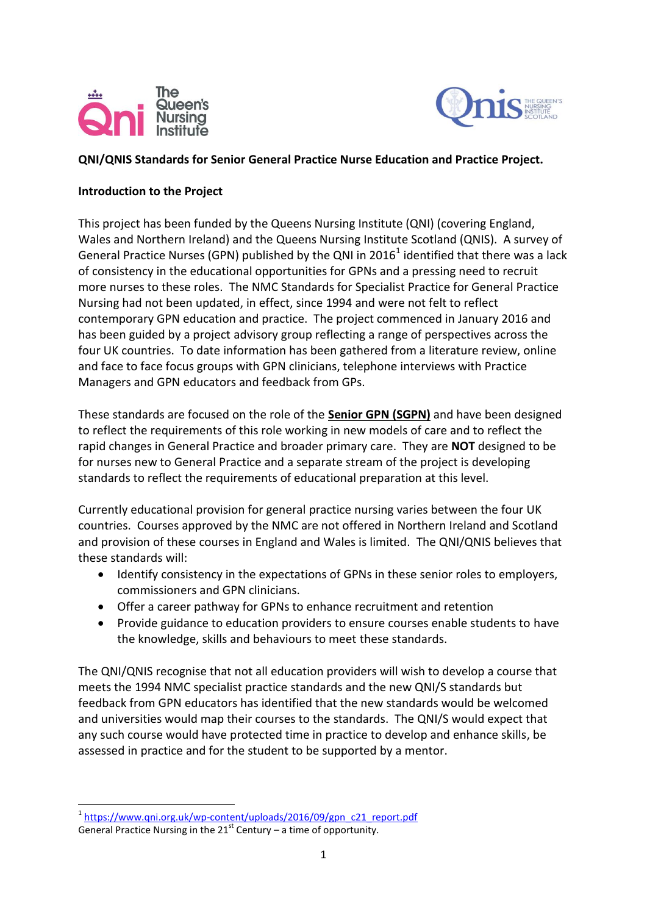**QNI/QNIS Standards for Senior General Practice Nurse Education and Practice Project.**

**Introduction to the Project**

This project has been funded by the Queens Nursing Institute (QNI) (covering England, Wales and Northern Ireland) and the Queens Nursing Institute Scotland (QNIS). A survey of General Practice Nurses (GPN) published by the QNI in 2016[1] identified that there was a lack of consistency in the educational opportunities for GPNs and a pressing need to recruit more nurses to these roles. The NMC Standards for Specialist Practice for General Practice Nursing had not been updated, in effect, since 1994 and were not felt to reflect contemporary GPN education and practice. The project commenced in January 2016 and has been guided by a project advisory group reflecting a range of perspectives across the four UK countries. To date information has been gathered from a literature review, online and face to face focus groups with GPN clinicians, telephone interviews with Practice Managers and GPN educators and feedback from GPs.

These standards are focused on the role of the **Senior GPN (SGPN)** and have been designed to reflect the requirements of this role working in new models of care and to reflect the rapid changes in General Practice and broader primary care. They are **NOT** designed to be for nurses new to General Practice and a separate stream of the project is developing standards to reflect the requirements of educational preparation at this level.

Currently educational provision for general practice nursing varies between the four UK countries. Courses approved by the NMC are not offered in Northern Ireland and Scotland and provision of these courses in England and Wales is limited. The QNI/QNIS believes that these standards will:

- Identify consistency in the expectations of GPNs in these senior roles to employers, commissioners and GPN clinicians.
- Offer a career pathway for GPNs to enhance recruitment and retention
- Provide guidance to education providers to ensure courses enable students to have the knowledge, skills and behaviours to meet these standards.

The QNI/QNIS recognise that not all education providers will wish to develop a course that meets the 1994 NMC specialist practice standards and the new QNI/S standards but feedback from GPN educators has identified that the new standards would be welcomed and universities would map their courses to the standards. The QNI/S would expect that any such course would have protected time in practice to develop and enhance skills, be assessed in practice and for the student to be supported by a mentor.

---

[1] https://www.qni.org.uk/wp-content/uploads/2016/09/gpn_c21_report.pdf General Practice Nursing in the 21st Century – a time of opportunity.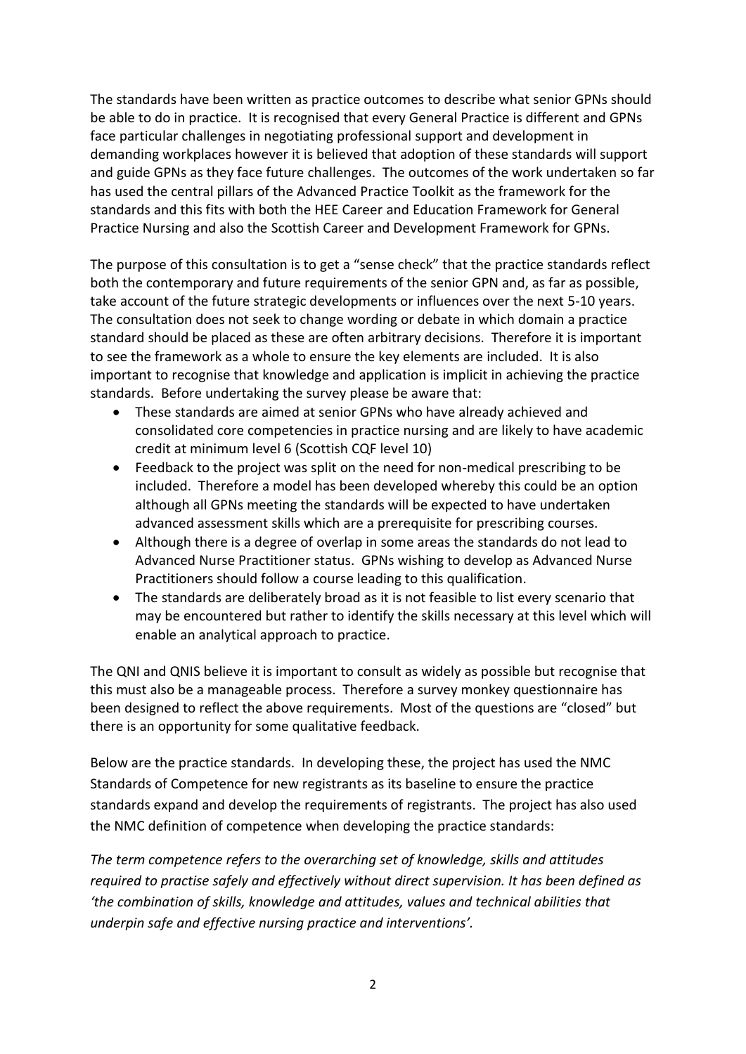The standards have been written as practice outcomes to describe what senior GPNs should be able to do in practice. It is recognised that every General Practice is different and GPNs face particular challenges in negotiating professional support and development in demanding workplaces however it is believed that adoption of these standards will support and guide GPNs as they face future challenges. The outcomes of the work undertaken so far has used the central pillars of the Advanced Practice Toolkit as the framework for the standards and this fits with both the HEE Career and Education Framework for General Practice Nursing and also the Scottish Career and Development Framework for GPNs.

The purpose of this consultation is to get a "sense check" that the practice standards reflect both the contemporary and future requirements of the senior GPN and, as far as possible, take account of the future strategic developments or influences over the next 5-10 years. The consultation does not seek to change wording or debate in which domain a practice standard should be placed as these are often arbitrary decisions. Therefore it is important to see the framework as a whole to ensure the key elements are included. It is also important to recognise that knowledge and application is implicit in achieving the practice standards. Before undertaking the survey please be aware that:

- These standards are aimed at senior GPNs who have already achieved and consolidated core competencies in practice nursing and are likely to have academic credit at minimum level 6 (Scottish CQF level 10)
- Feedback to the project was split on the need for non-medical prescribing to be included. Therefore a model has been developed whereby this could be an option although all GPNs meeting the standards will be expected to have undertaken advanced assessment skills which are a prerequisite for prescribing courses.
- Although there is a degree of overlap in some areas the standards do not lead to Advanced Nurse Practitioner status. GPNs wishing to develop as Advanced Nurse Practitioners should follow a course leading to this qualification.
- The standards are deliberately broad as it is not feasible to list every scenario that may be encountered but rather to identify the skills necessary at this level which will enable an analytical approach to practice.

The QNI and QNIS believe it is important to consult as widely as possible but recognise that this must also be a manageable process. Therefore a survey monkey questionnaire has been designed to reflect the above requirements. Most of the questions are "closed" but there is an opportunity for some qualitative feedback.

Below are the practice standards. In developing these, the project has used the NMC Standards of Competence for new registrants as its baseline to ensure the practice standards expand and develop the requirements of registrants. The project has also used the NMC definition of competence when developing the practice standards:

*The term competence refers to the overarching set of knowledge, skills and attitudes required to practise safely and effectively without direct supervision. It has been defined as 'the combination of skills, knowledge and attitudes, values and technical abilities that underpin safe and effective nursing practice and interventions'.*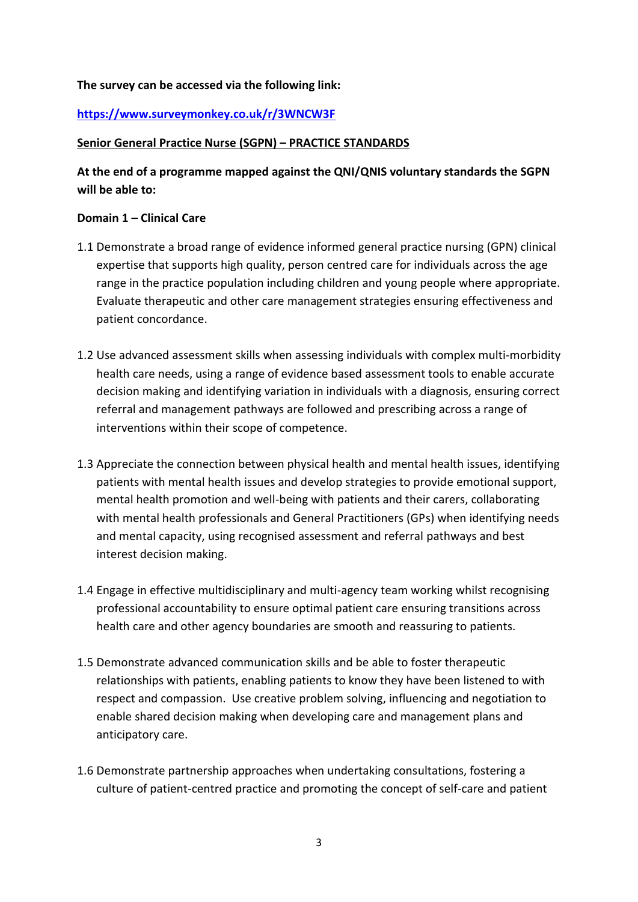**The survey can be accessed via the following link:**

**https://www.surveymonkey.co.uk/r/3WNCW3F**

**Senior General Practice Nurse (SGPN) – PRACTICE STANDARDS**

**At the end of a programme mapped against the QNI/QNIS voluntary standards the SGPN will be able to:**

**Domain 1 – Clinical Care**

1.1 Demonstrate a broad range of evidence informed general practice nursing (GPN) clinical expertise that supports high quality, person centred care for individuals across the age range in the practice population including children and young people where appropriate. Evaluate therapeutic and other care management strategies ensuring effectiveness and patient concordance.

1.2 Use advanced assessment skills when assessing individuals with complex multi-morbidity health care needs, using a range of evidence based assessment tools to enable accurate decision making and identifying variation in individuals with a diagnosis, ensuring correct referral and management pathways are followed and prescribing across a range of interventions within their scope of competence.

1.3 Appreciate the connection between physical health and mental health issues, identifying patients with mental health issues and develop strategies to provide emotional support, mental health promotion and well-being with patients and their carers, collaborating with mental health professionals and General Practitioners (GPs) when identifying needs and mental capacity, using recognised assessment and referral pathways and best interest decision making.

1.4 Engage in effective multidisciplinary and multi-agency team working whilst recognising professional accountability to ensure optimal patient care ensuring transitions across health care and other agency boundaries are smooth and reassuring to patients.

1.5 Demonstrate advanced communication skills and be able to foster therapeutic relationships with patients, enabling patients to know they have been listened to with respect and compassion. Use creative problem solving, influencing and negotiation to enable shared decision making when developing care and management plans and anticipatory care.

1.6 Demonstrate partnership approaches when undertaking consultations, fostering a culture of patient-centred practice and promoting the concept of self-care and patient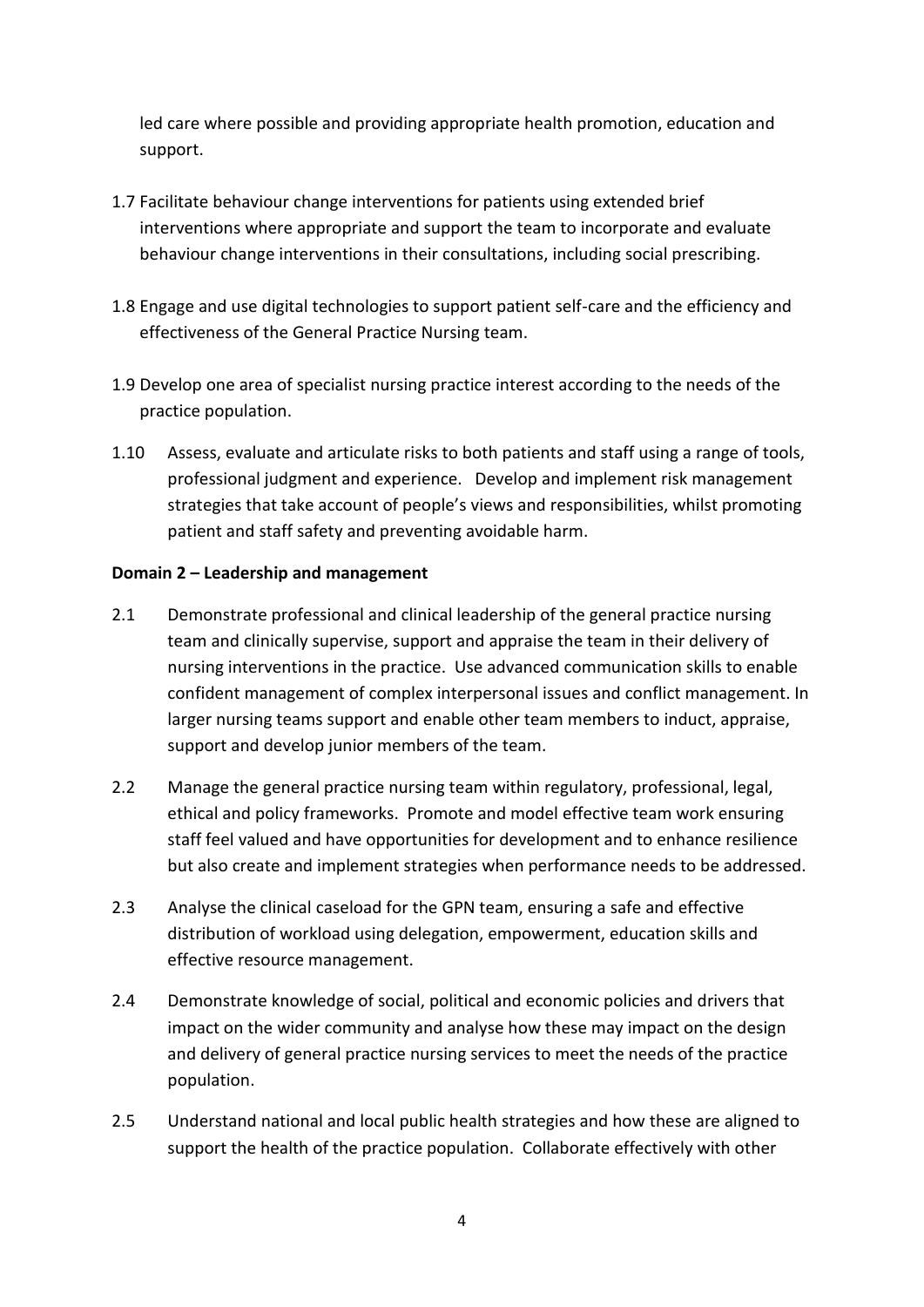led care where possible and providing appropriate health promotion, education and support.

1.7 Facilitate behaviour change interventions for patients using extended brief interventions where appropriate and support the team to incorporate and evaluate behaviour change interventions in their consultations, including social prescribing.

1.8 Engage and use digital technologies to support patient self-care and the efficiency and effectiveness of the General Practice Nursing team.

1.9 Develop one area of specialist nursing practice interest according to the needs of the practice population.

1.10 Assess, evaluate and articulate risks to both patients and staff using a range of tools, professional judgment and experience. Develop and implement risk management strategies that take account of people's views and responsibilities, whilst promoting patient and staff safety and preventing avoidable harm.

**Domain 2 – Leadership and management**

2.1 Demonstrate professional and clinical leadership of the general practice nursing team and clinically supervise, support and appraise the team in their delivery of nursing interventions in the practice. Use advanced communication skills to enable confident management of complex interpersonal issues and conflict management. In larger nursing teams support and enable other team members to induct, appraise, support and develop junior members of the team.

2.2 Manage the general practice nursing team within regulatory, professional, legal, ethical and policy frameworks. Promote and model effective team work ensuring staff feel valued and have opportunities for development and to enhance resilience but also create and implement strategies when performance needs to be addressed.

2.3 Analyse the clinical caseload for the GPN team, ensuring a safe and effective distribution of workload using delegation, empowerment, education skills and effective resource management.

2.4 Demonstrate knowledge of social, political and economic policies and drivers that impact on the wider community and analyse how these may impact on the design and delivery of general practice nursing services to meet the needs of the practice population.

2.5 Understand national and local public health strategies and how these are aligned to support the health of the practice population. Collaborate effectively with other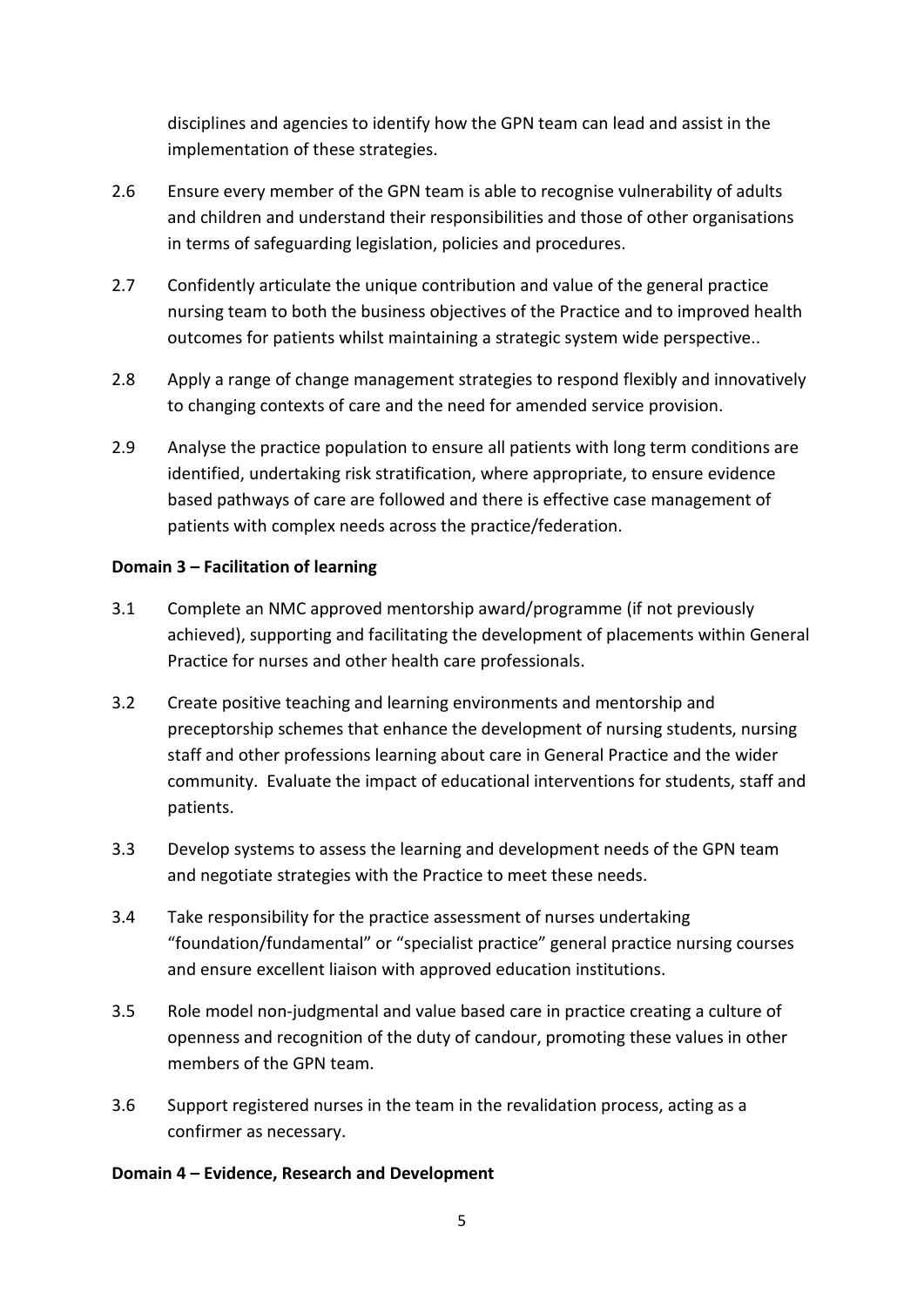disciplines and agencies to identify how the GPN team can lead and assist in the implementation of these strategies.

2.6 Ensure every member of the GPN team is able to recognise vulnerability of adults and children and understand their responsibilities and those of other organisations in terms of safeguarding legislation, policies and procedures.

2.7 Confidently articulate the unique contribution and value of the general practice nursing team to both the business objectives of the Practice and to improved health outcomes for patients whilst maintaining a strategic system wide perspective..

2.8 Apply a range of change management strategies to respond flexibly and innovatively to changing contexts of care and the need for amended service provision.

2.9 Analyse the practice population to ensure all patients with long term conditions are identified, undertaking risk stratification, where appropriate, to ensure evidence based pathways of care are followed and there is effective case management of patients with complex needs across the practice/federation.

**Domain 3 – Facilitation of learning**

3.1 Complete an NMC approved mentorship award/programme (if not previously achieved), supporting and facilitating the development of placements within General Practice for nurses and other health care professionals.

3.2 Create positive teaching and learning environments and mentorship and preceptorship schemes that enhance the development of nursing students, nursing staff and other professions learning about care in General Practice and the wider community. Evaluate the impact of educational interventions for students, staff and patients.

3.3 Develop systems to assess the learning and development needs of the GPN team and negotiate strategies with the Practice to meet these needs.

3.4 Take responsibility for the practice assessment of nurses undertaking "foundation/fundamental" or "specialist practice" general practice nursing courses and ensure excellent liaison with approved education institutions.

3.5 Role model non-judgmental and value based care in practice creating a culture of openness and recognition of the duty of candour, promoting these values in other members of the GPN team.

3.6 Support registered nurses in the team in the revalidation process, acting as a confirmer as necessary.

**Domain 4 – Evidence, Research and Development**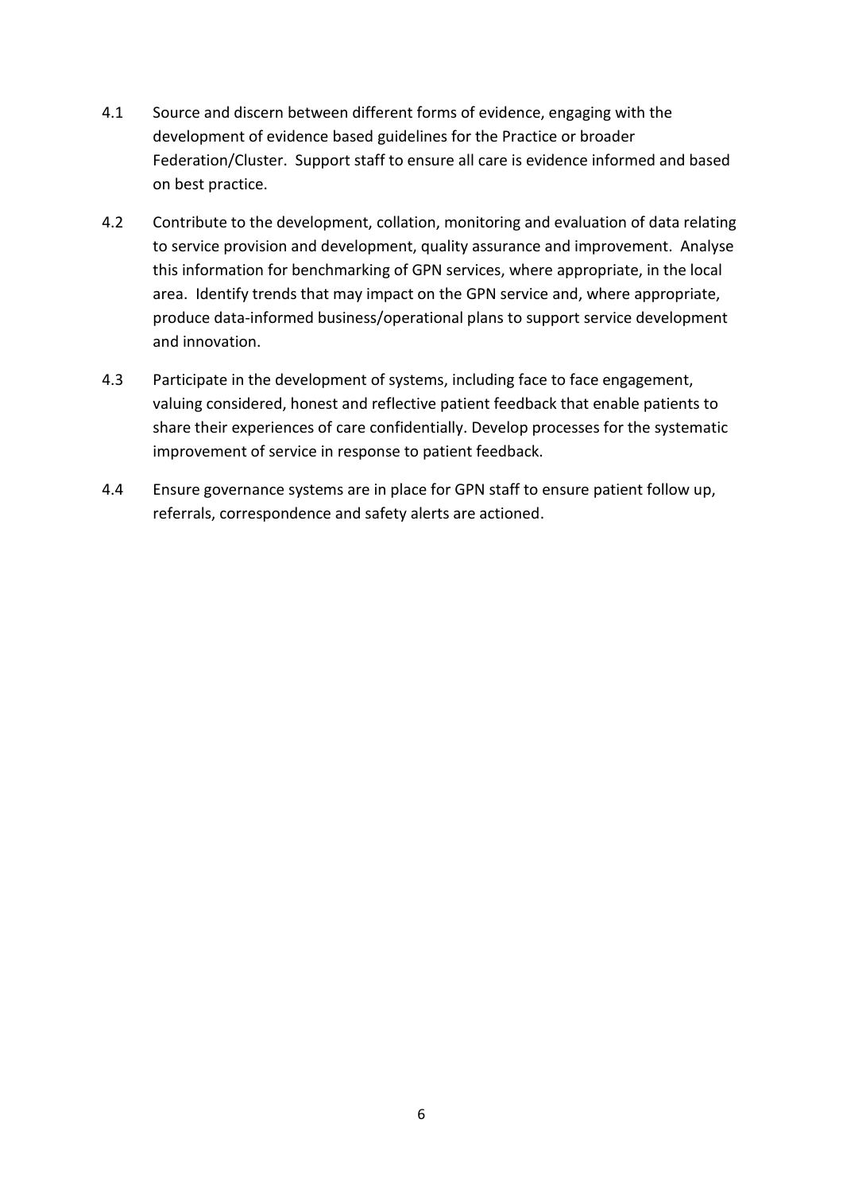4.1 Source and discern between different forms of evidence, engaging with the development of evidence based guidelines for the Practice or broader Federation/Cluster. Support staff to ensure all care is evidence informed and based on best practice.

4.2 Contribute to the development, collation, monitoring and evaluation of data relating to service provision and development, quality assurance and improvement. Analyse this information for benchmarking of GPN services, where appropriate, in the local area. Identify trends that may impact on the GPN service and, where appropriate, produce data-informed business/operational plans to support service development and innovation.

4.3 Participate in the development of systems, including face to face engagement, valuing considered, honest and reflective patient feedback that enable patients to share their experiences of care confidentially. Develop processes for the systematic improvement of service in response to patient feedback.

4.4 Ensure governance systems are in place for GPN staff to ensure patient follow up, referrals, correspondence and safety alerts are actioned.